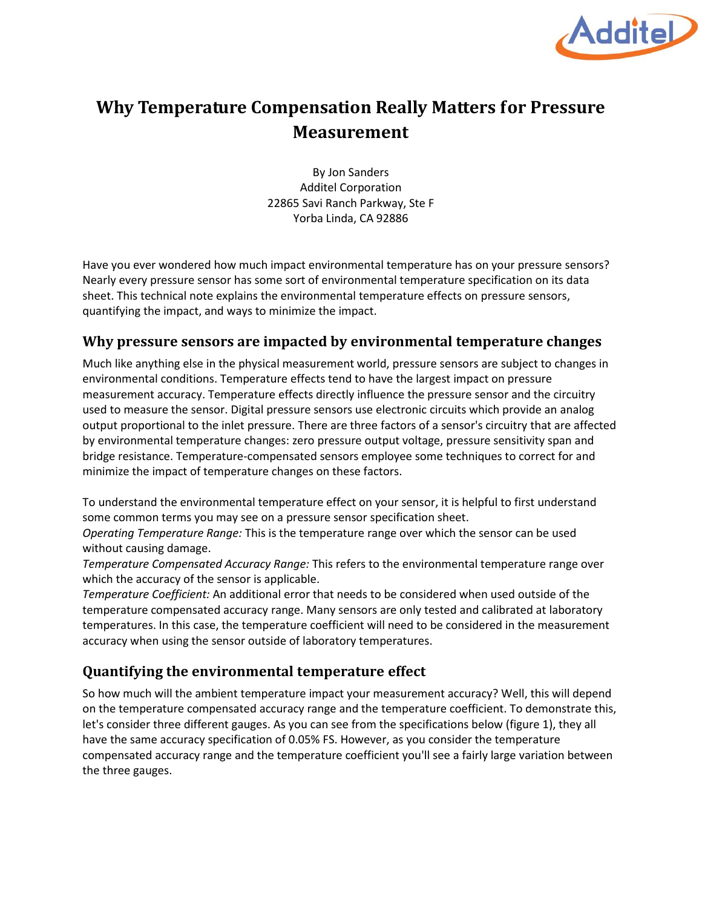# Why Temperature Compensation Really Matters for Pressure Measurement

By Jon Sanders
Additel Corporation
22865 Savi Ranch Parkway, Ste F
Yorba Linda, CA 92886

Have you ever wondered how much impact environmental temperature has on your pressure sensors? Nearly every pressure sensor has some sort of environmental temperature specification on its data sheet. This technical note explains the environmental temperature effects on pressure sensors, quantifying the impact, and ways to minimize the impact.

## Why pressure sensors are impacted by environmental temperature changes

Much like anything else in the physical measurement world, pressure sensors are subject to changes in environmental conditions. Temperature effects tend to have the largest impact on pressure measurement accuracy. Temperature effects directly influence the pressure sensor and the circuitry used to measure the sensor. Digital pressure sensors use electronic circuits which provide an analog output proportional to the inlet pressure. There are three factors of a sensor's circuitry that are affected by environmental temperature changes: zero pressure output voltage, pressure sensitivity span and bridge resistance. Temperature-compensated sensors employee some techniques to correct for and minimize the impact of temperature changes on these factors.

To understand the environmental temperature effect on your sensor, it is helpful to first understand some common terms you may see on a pressure sensor specification sheet.

*Operating Temperature Range:* This is the temperature range over which the sensor can be used without causing damage.

*Temperature Compensated Accuracy Range:* This refers to the environmental temperature range over which the accuracy of the sensor is applicable.

*Temperature Coefficient:* An additional error that needs to be considered when used outside of the temperature compensated accuracy range. Many sensors are only tested and calibrated at laboratory temperatures. In this case, the temperature coefficient will need to be considered in the measurement accuracy when using the sensor outside of laboratory temperatures.

## Quantifying the environmental temperature effect

So how much will the ambient temperature impact your measurement accuracy? Well, this will depend on the temperature compensated accuracy range and the temperature coefficient. To demonstrate this, let's consider three different gauges. As you can see from the specifications below (figure 1), they all have the same accuracy specification of 0.05% FS. However, as you consider the temperature compensated accuracy range and the temperature coefficient you'll see a fairly large variation between the three gauges.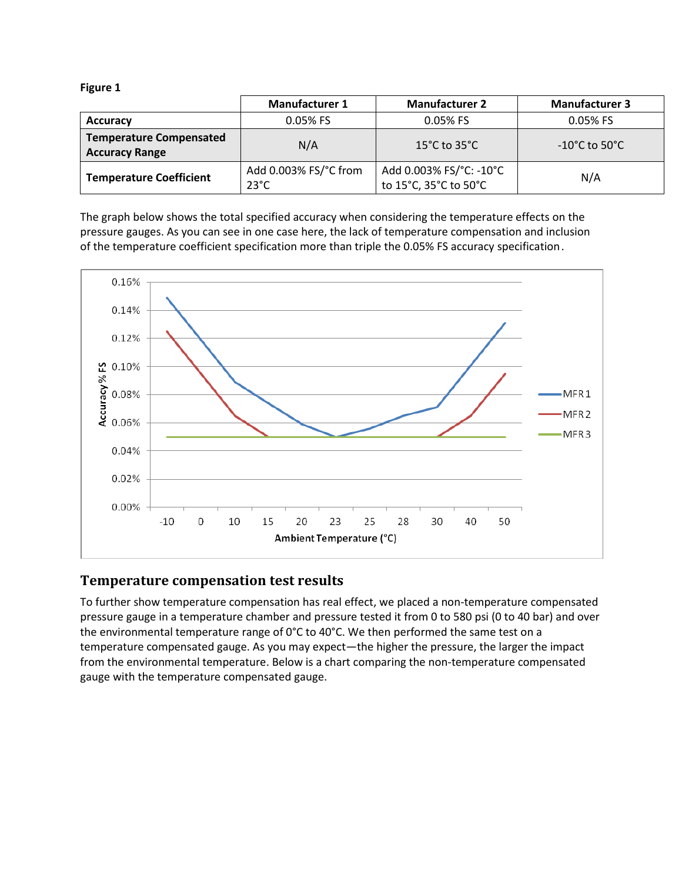**Figure 1**

| | Manufacturer 1 | Manufacturer 2 | Manufacturer 3 |
|---|---|---|---|
| **Accuracy** | 0.05% FS | 0.05% FS | 0.05% FS |
| **Temperature Compensated Accuracy Range** | N/A | 15°C to 35°C | -10°C to 50°C |
| **Temperature Coefficient** | Add 0.003% FS/°C from 23°C | Add 0.003% FS/°C: -10°C to 15°C, 35°C to 50°C | N/A |

The graph below shows the total specified accuracy when considering the temperature effects on the pressure gauges. As you can see in one case here, the lack of temperature compensation and inclusion of the temperature coefficient specification more than triple the 0.05% FS accuracy specification.

## Temperature compensation test results

To further show temperature compensation has real effect, we placed a non-temperature compensated pressure gauge in a temperature chamber and pressure tested it from 0 to 580 psi (0 to 40 bar) and over the environmental temperature range of 0°C to 40°C. We then performed the same test on a temperature compensated gauge. As you may expect—the higher the pressure, the larger the impact from the environmental temperature. Below is a chart comparing the non-temperature compensated gauge with the temperature compensated gauge.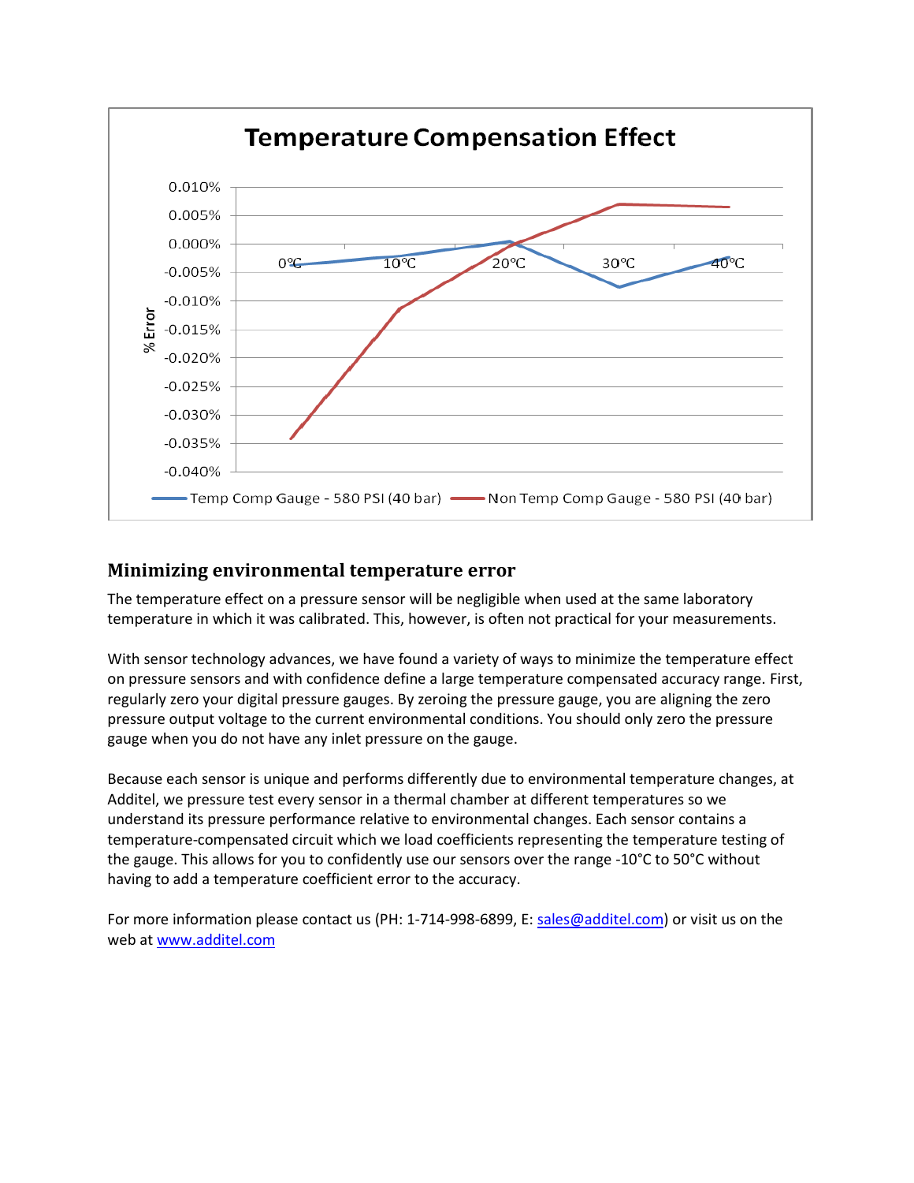Temperature Compensation Effect

0.010%
0.005%
0.000%
-0.005%
-0.010%
-0.015%
-0.020%
-0.025%
-0.030%
-0.035%
-0.040%

% Error

0°C
10°C
20°C
30°C
40°C

Temp Comp Gauge - 580 PSI (40 bar)
Non Temp Comp Gauge - 580 PSI (40 bar)

## Minimizing environmental temperature error

The temperature effect on a pressure sensor will be negligible when used at the same laboratory temperature in which it was calibrated. This, however, is often not practical for your measurements.

With sensor technology advances, we have found a variety of ways to minimize the temperature effect on pressure sensors and with confidence define a large temperature compensated accuracy range. First, regularly zero your digital pressure gauges. By zeroing the pressure gauge, you are aligning the zero pressure output voltage to the current environmental conditions. You should only zero the pressure gauge when you do not have any inlet pressure on the gauge.

Because each sensor is unique and performs differently due to environmental temperature changes, at Additel, we pressure test every sensor in a thermal chamber at different temperatures so we understand its pressure performance relative to environmental changes. Each sensor contains a temperature-compensated circuit which we load coefficients representing the temperature testing of the gauge. This allows for you to confidently use our sensors over the range -10°C to 50°C without having to add a temperature coefficient error to the accuracy.

For more information please contact us (PH: 1-714-998-6899, E: sales@additel.com) or visit us on the web at www.additel.com